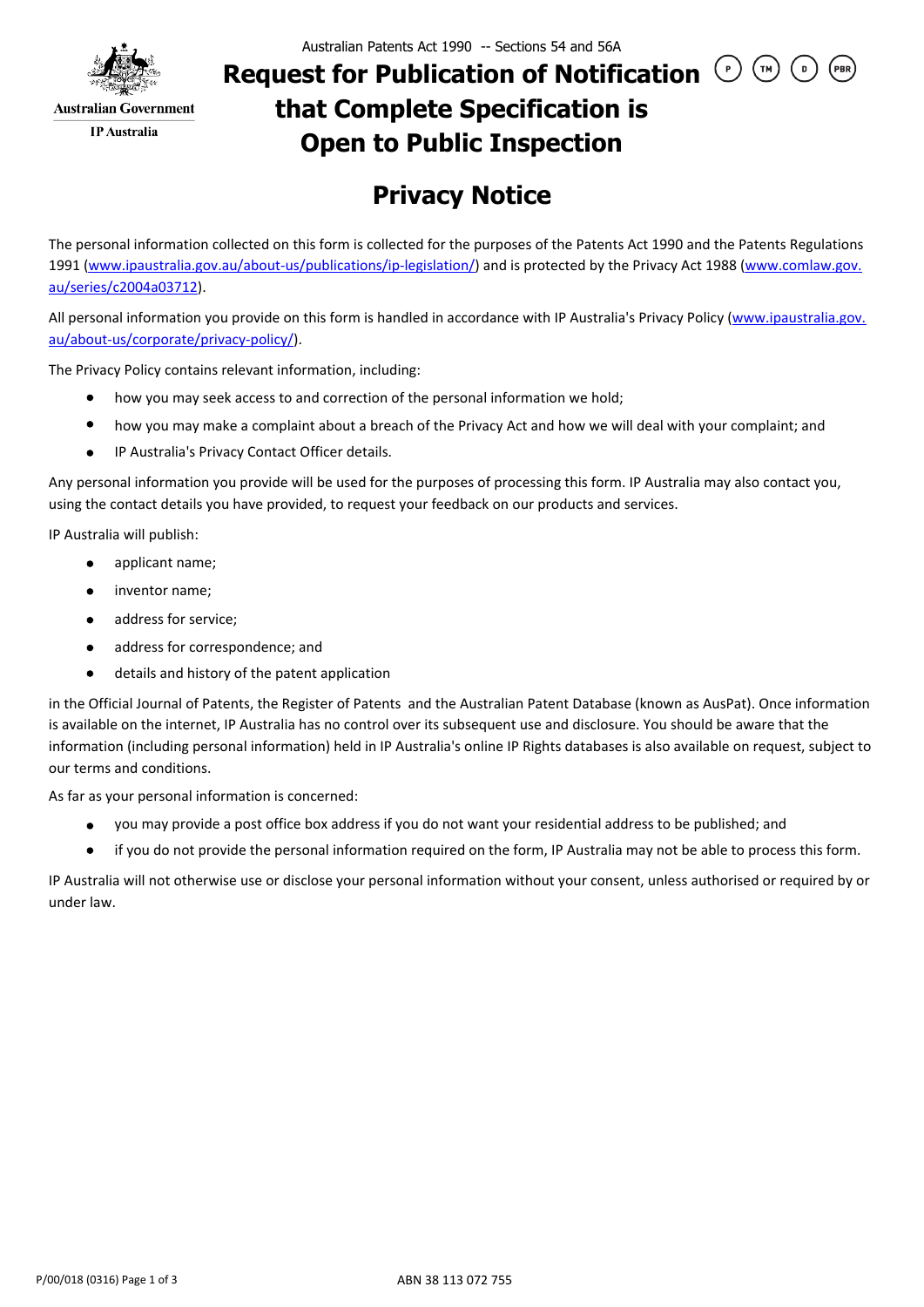Australian Government

IP Australia

Australian Patents Act 1990 -- Sections 54 and 56A

# Request for Publication of Notification that Complete Specification is Open to Public Inspection

P TM D PBR

## Privacy Notice

The personal information collected on this form is collected for the purposes of the Patents Act 1990 and the Patents Regulations 1991 (www.ipaustralia.gov.au/about-us/publications/ip-legislation/) and is protected by the Privacy Act 1988 (www.comlaw.gov.au/series/c2004a03712).

All personal information you provide on this form is handled in accordance with IP Australia's Privacy Policy (www.ipaustralia.gov.au/about-us/corporate/privacy-policy/).

The Privacy Policy contains relevant information, including:

- how you may seek access to and correction of the personal information we hold;
- how you may make a complaint about a breach of the Privacy Act and how we will deal with your complaint; and
- IP Australia's Privacy Contact Officer details.

Any personal information you provide will be used for the purposes of processing this form. IP Australia may also contact you, using the contact details you have provided, to request your feedback on our products and services.

IP Australia will publish:

- applicant name;
- inventor name;
- address for service;
- address for correspondence; and
- details and history of the patent application

in the Official Journal of Patents, the Register of Patents and the Australian Patent Database (known as AusPat). Once information is available on the internet, IP Australia has no control over its subsequent use and disclosure. You should be aware that the information (including personal information) held in IP Australia's online IP Rights databases is also available on request, subject to our terms and conditions.

As far as your personal information is concerned:

- you may provide a post office box address if you do not want your residential address to be published; and
- if you do not provide the personal information required on the form, IP Australia may not be able to process this form.

IP Australia will not otherwise use or disclose your personal information without your consent, unless authorised or required by or under law.

P/00/018 (0316)

ABN 38 113 072 755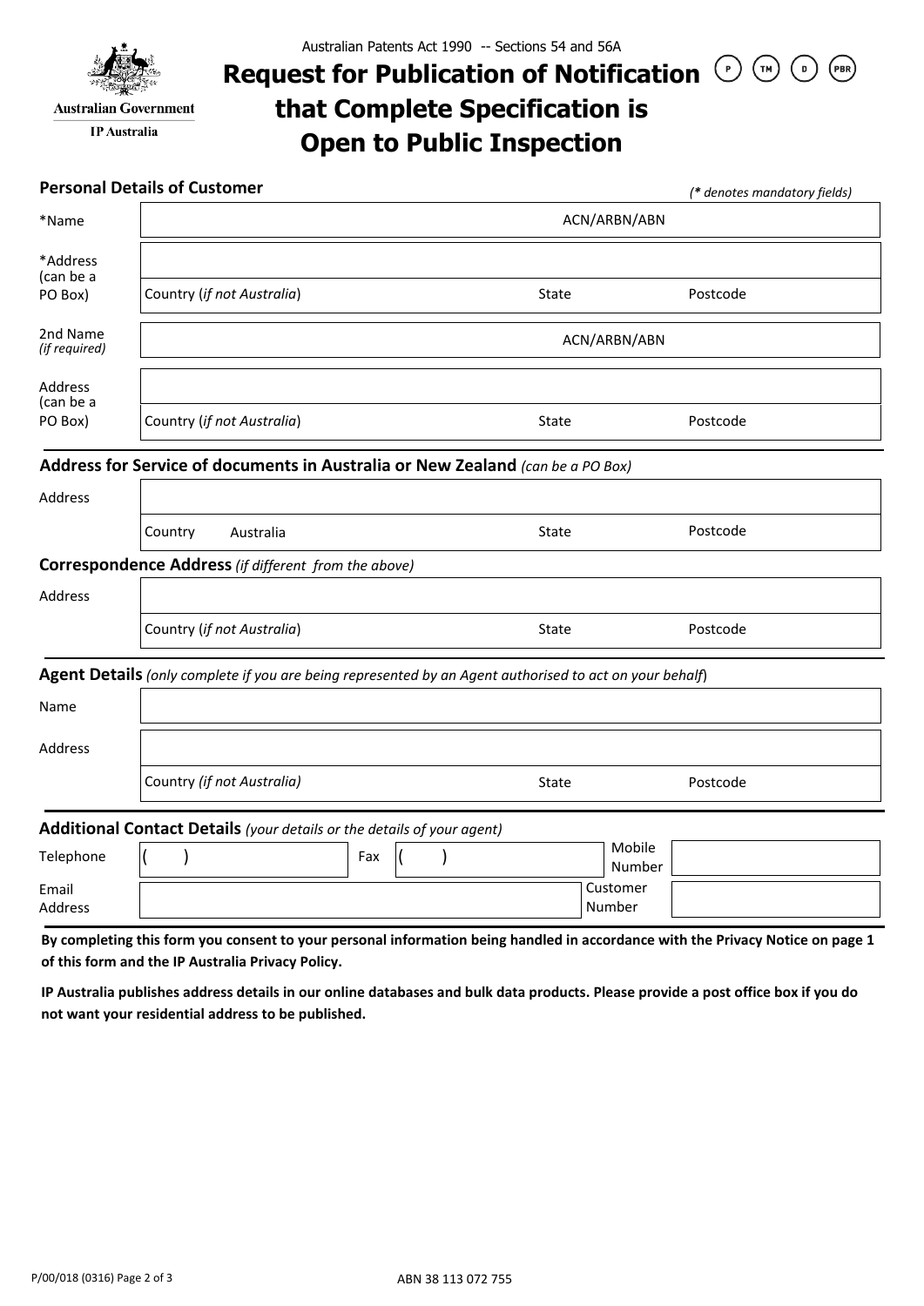Australian Government
IP Australia

Australian Patents Act 1990 -- Sections 54 and 56A

# Request for Publication of Notification that Complete Specification is Open to Public Inspection

(P) (TM) (D) (PBR)

## Personal Details of Customer

*(* denotes mandatory fields)*

| | | | |
|---|---|---|---|
| *Name | | ACN/ARBN/ABN | |
| *Address (can be a PO Box) | | | |
| | Country (*if not Australia*) | State | Postcode |
| 2nd Name *(if required)* | | ACN/ARBN/ABN | |
| Address (can be a PO Box) | | | |
| | Country (*if not Australia*) | State | Postcode |

## Address for Service of documents in Australia or New Zealand *(can be a PO Box)*

| | | | |
|---|---|---|---|
| Address | | | |
| | Country Australia | State | Postcode |

## Correspondence Address *(if different from the above)*

| | | | |
|---|---|---|---|
| Address | | | |
| | Country (*if not Australia*) | State | Postcode |

## Agent Details *(only complete if you are being represented by an Agent authorised to act on your behalf)*

| | | | |
|---|---|---|---|
| Name | | | |
| Address | | | |
| | Country *(if not Australia)* | State | Postcode |

## Additional Contact Details *(your details or the details of your agent)*

| | | | | | |
|---|---|---|---|---|---|
| Telephone | ( ) | Fax | ( ) | Mobile Number | |
| Email Address | | | | Customer Number | |

**By completing this form you consent to your personal information being handled in accordance with the Privacy Notice on page 1 of this form and the IP Australia Privacy Policy.**

**IP Australia publishes address details in our online databases and bulk data products. Please provide a post office box if you do not want your residential address to be published.**

P/00/018 (0316)

ABN 38 113 072 755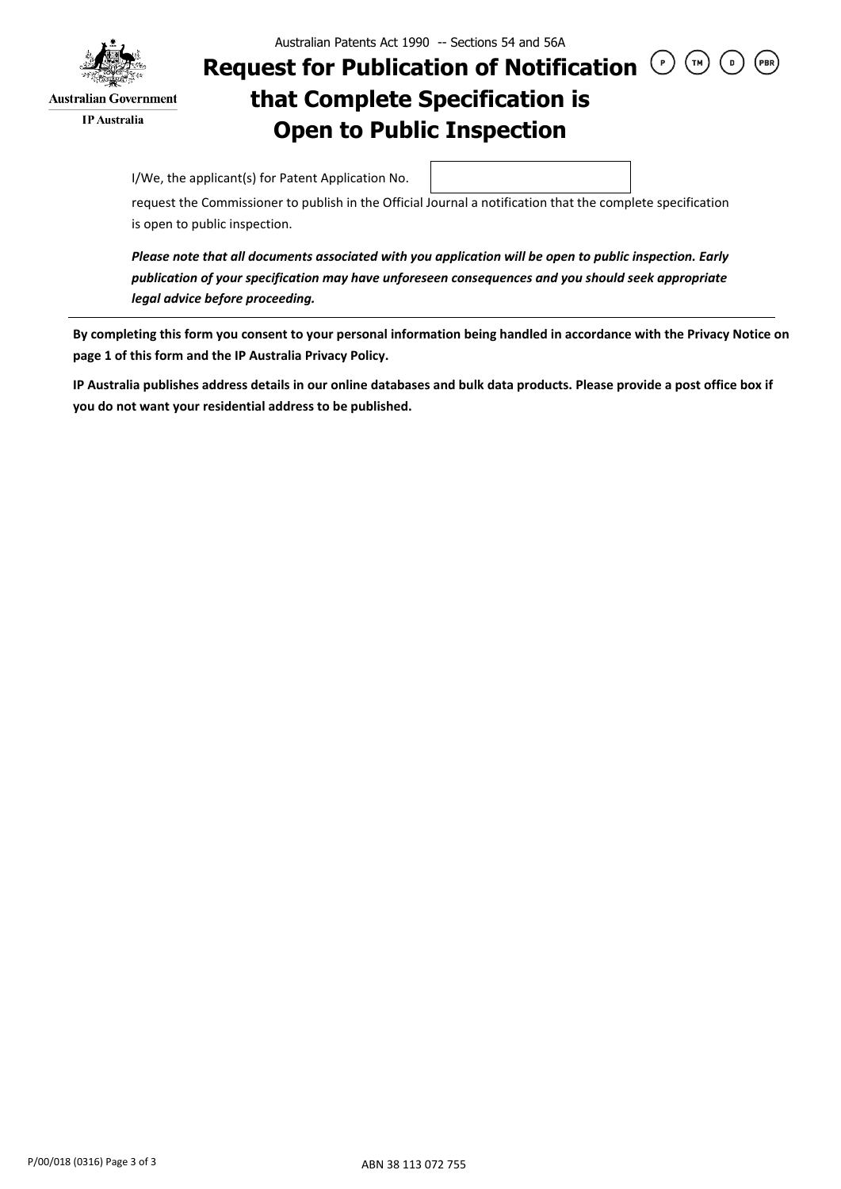Australian Government

IP Australia

Australian Patents Act 1990 -- Sections 54 and 56A

# Request for Publication of Notification that Complete Specification is Open to Public Inspection

(P) (TM) (D) (PBR)

I/We, the applicant(s) for Patent Application No. \_\_\_\_\_\_\_\_\_\_\_\_\_\_\_\_\_\_\_\_

request the Commissioner to publish in the Official Journal a notification that the complete specification is open to public inspection.

***Please note that all documents associated with you application will be open to public inspection. Early publication of your specification may have unforeseen consequences and you should seek appropriate legal advice before proceeding.***

---

**By completing this form you consent to your personal information being handled in accordance with the Privacy Notice on page 1 of this form and the IP Australia Privacy Policy.**

**IP Australia publishes address details in our online databases and bulk data products. Please provide a post office box if you do not want your residential address to be published.**

P/00/018 (0316)

ABN 38 113 072 755